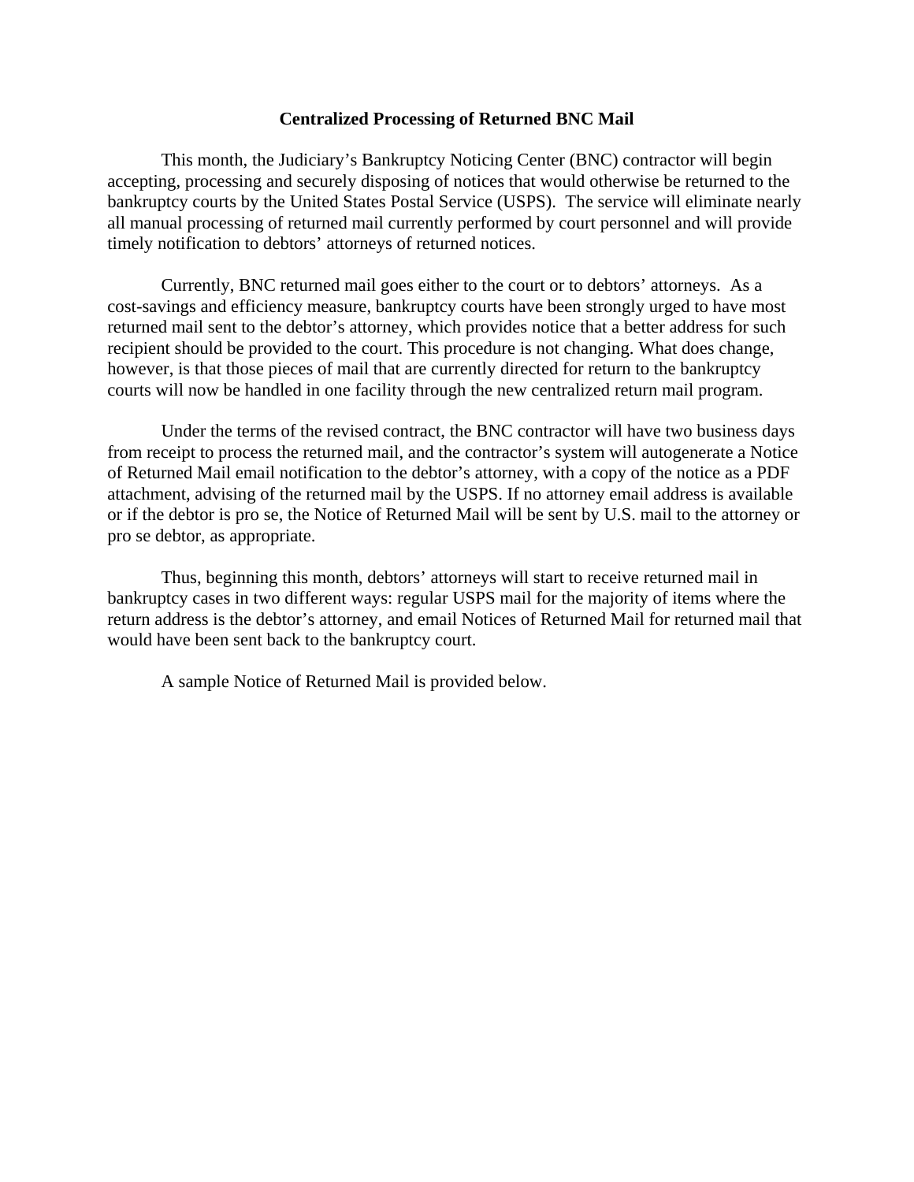# Centralized Processing of Returned BNC Mail

This month, the Judiciary's Bankruptcy Noticing Center (BNC) contractor will begin accepting, processing and securely disposing of notices that would otherwise be returned to the bankruptcy courts by the United States Postal Service (USPS). The service will eliminate nearly all manual processing of returned mail currently performed by court personnel and will provide timely notification to debtors' attorneys of returned notices.

Currently, BNC returned mail goes either to the court or to debtors' attorneys. As a cost-savings and efficiency measure, bankruptcy courts have been strongly urged to have most returned mail sent to the debtor's attorney, which provides notice that a better address for such recipient should be provided to the court. This procedure is not changing. What does change, however, is that those pieces of mail that are currently directed for return to the bankruptcy courts will now be handled in one facility through the new centralized return mail program.

Under the terms of the revised contract, the BNC contractor will have two business days from receipt to process the returned mail, and the contractor's system will autogenerate a Notice of Returned Mail email notification to the debtor's attorney, with a copy of the notice as a PDF attachment, advising of the returned mail by the USPS. If no attorney email address is available or if the debtor is pro se, the Notice of Returned Mail will be sent by U.S. mail to the attorney or pro se debtor, as appropriate.

Thus, beginning this month, debtors' attorneys will start to receive returned mail in bankruptcy cases in two different ways: regular USPS mail for the majority of items where the return address is the debtor's attorney, and email Notices of Returned Mail for returned mail that would have been sent back to the bankruptcy court.

A sample Notice of Returned Mail is provided below.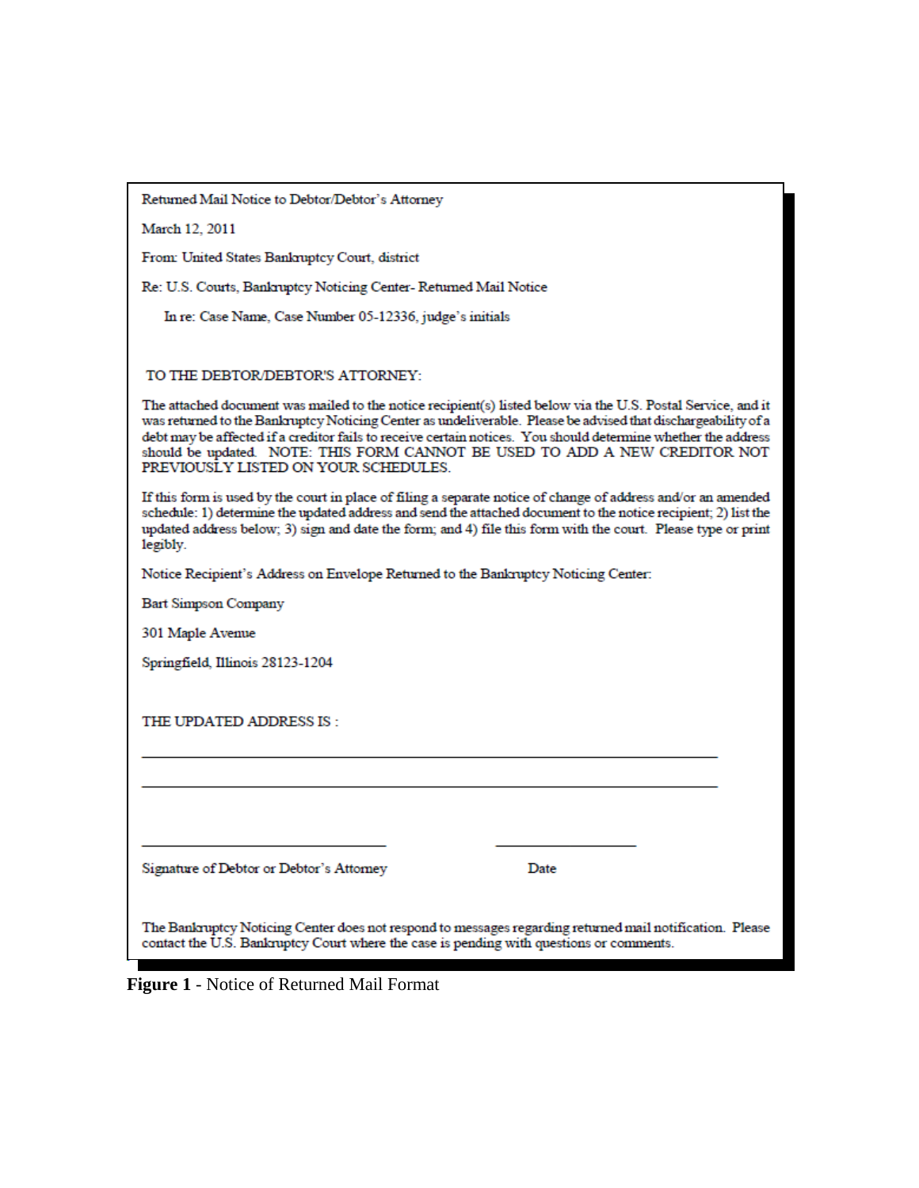Returned Mail Notice to Debtor/Debtor's Attorney

March 12, 2011

From: United States Bankruptcy Court, district

Re: U.S. Courts, Bankruptcy Noticing Center- Returned Mail Notice

In re: Case Name, Case Number 05-12336, judge's initials

TO THE DEBTOR/DEBTOR'S ATTORNEY:

The attached document was mailed to the notice recipient(s) listed below via the U.S. Postal Service, and it was returned to the Bankruptcy Noticing Center as undeliverable. Please be advised that dischargeability of a debt may be affected if a creditor fails to receive certain notices. You should determine whether the address should be updated. NOTE: THIS FORM CANNOT BE USED TO ADD A NEW CREDITOR NOT PREVIOUSLY LISTED ON YOUR SCHEDULES.

If this form is used by the court in place of filing a separate notice of change of address and/or an amended schedule: 1) determine the updated address and send the attached document to the notice recipient; 2) list the updated address below; 3) sign and date the form; and 4) file this form with the court. Please type or print legibly.

Notice Recipient's Address on Envelope Returned to the Bankruptcy Noticing Center:

Bart Simpson Company

301 Maple Avenue

Springfield, Illinois 28123-1204

THE UPDATED ADDRESS IS :

\_\_\_\_\_\_\_\_\_\_\_\_\_\_\_\_\_\_\_\_\_\_\_\_\_\_\_\_\_\_\_\_\_\_\_\_\_\_\_\_\_\_\_\_\_\_\_\_\_\_\_\_\_\_\_\_\_\_\_\_

\_\_\_\_\_\_\_\_\_\_\_\_\_\_\_\_\_\_\_\_\_\_\_\_\_\_\_\_\_\_\_\_\_\_\_\_\_\_\_\_\_\_\_\_\_\_\_\_\_\_\_\_\_\_\_\_\_\_\_\_

\_\_\_\_\_\_\_\_\_\_\_\_\_\_\_\_\_\_\_\_\_\_\_\_\_\_ \_\_\_\_\_\_\_\_\_\_\_\_\_\_\_

Signature of Debtor or Debtor's Attorney Date

The Bankruptcy Noticing Center does not respond to messages regarding returned mail notification. Please contact the U.S. Bankruptcy Court where the case is pending with questions or comments.

**Figure 1** - Notice of Returned Mail Format